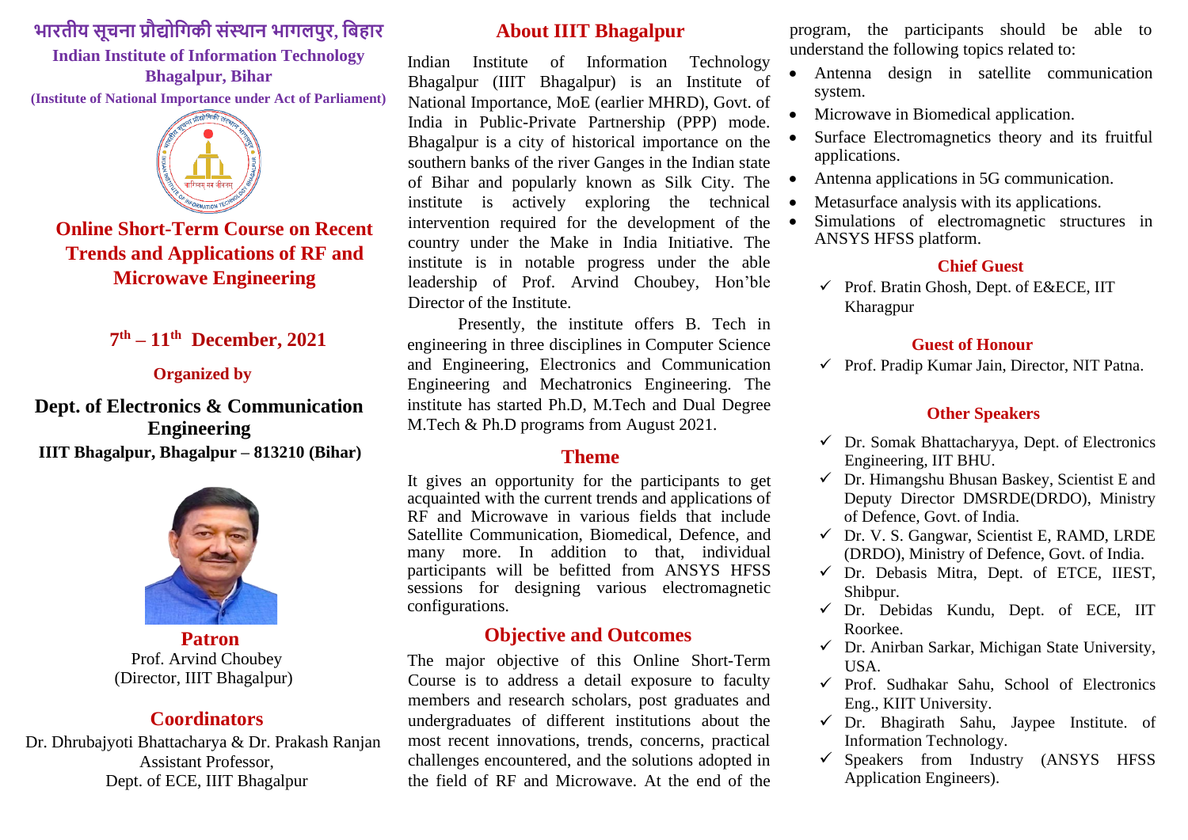# भारतीय सूचना प्रौद्योगिकी संस्थान भागलपुर, बिहार

**Indian Institute of Information Technology Bhagalpur, Bihar**

**(Institute of National Importance under Act of Parliament)**

## Online Short-Term Course on Recent Trends and Applications of RF and Microwave Engineering

**7th – 11th December, 2021**

**Organized by**

**Dept. of Electronics & Communication Engineering**

**IIIT Bhagalpur, Bhagalpur – 813210 (Bihar)**

### Patron

Prof. Arvind Choubey
(Director, IIIT Bhagalpur)

### Coordinators

Dr. Dhrubajyoti Bhattacharya & Dr. Prakash Ranjan
Assistant Professor,
Dept. of ECE, IIIT Bhagalpur

## About IIIT Bhagalpur

Indian Institute of Information Technology Bhagalpur (IIIT Bhagalpur) is an Institute of National Importance, MoE (earlier MHRD), Govt. of India in Public-Private Partnership (PPP) mode. Bhagalpur is a city of historical importance on the southern banks of the river Ganges in the Indian state of Bihar and popularly known as Silk City. The institute is actively exploring the technical intervention required for the development of the country under the Make in India Initiative. The institute is in notable progress under the able leadership of Prof. Arvind Choubey, Hon'ble Director of the Institute.

Presently, the institute offers B. Tech in engineering in three disciplines in Computer Science and Engineering, Electronics and Communication Engineering and Mechatronics Engineering. The institute has started Ph.D, M.Tech and Dual Degree M.Tech & Ph.D programs from August 2021.

## Theme

It gives an opportunity for the participants to get acquainted with the current trends and applications of RF and Microwave in various fields that include Satellite Communication, Biomedical, Defence, and many more. In addition to that, individual participants will be befitted from ANSYS HFSS sessions for designing various electromagnetic configurations.

## Objective and Outcomes

The major objective of this Online Short-Term Course is to address a detail exposure to faculty members and research scholars, post graduates and undergraduates of different institutions about the most recent innovations, trends, concerns, practical challenges encountered, and the solutions adopted in the field of RF and Microwave. At the end of the program, the participants should be able to understand the following topics related to:

- Antenna design in satellite communication system.
- Microwave in Biomedical application.
- Surface Electromagnetics theory and its fruitful applications.
- Antenna applications in 5G communication.
- Metasurface analysis with its applications.
- Simulations of electromagnetic structures in ANSYS HFSS platform.

### Chief Guest

- ✓ Prof. Bratin Ghosh, Dept. of E&ECE, IIT Kharagpur

### Guest of Honour

- ✓ Prof. Pradip Kumar Jain, Director, NIT Patna.

### Other Speakers

- ✓ Dr. Somak Bhattacharyya, Dept. of Electronics Engineering, IIT BHU.
- ✓ Dr. Himangshu Bhusan Baskey, Scientist E and Deputy Director DMSRDE(DRDO), Ministry of Defence, Govt. of India.
- ✓ Dr. V. S. Gangwar, Scientist E, RAMD, LRDE (DRDO), Ministry of Defence, Govt. of India.
- ✓ Dr. Debasis Mitra, Dept. of ETCE, IIEST, Shibpur.
- ✓ Dr. Debidas Kundu, Dept. of ECE, IIT Roorkee.
- ✓ Dr. Anirban Sarkar, Michigan State University, USA.
- ✓ Prof. Sudhakar Sahu, School of Electronics Eng., KIIT University.
- ✓ Dr. Bhagirath Sahu, Jaypee Institute. of Information Technology.
- ✓ Speakers from Industry (ANSYS HFSS Application Engineers).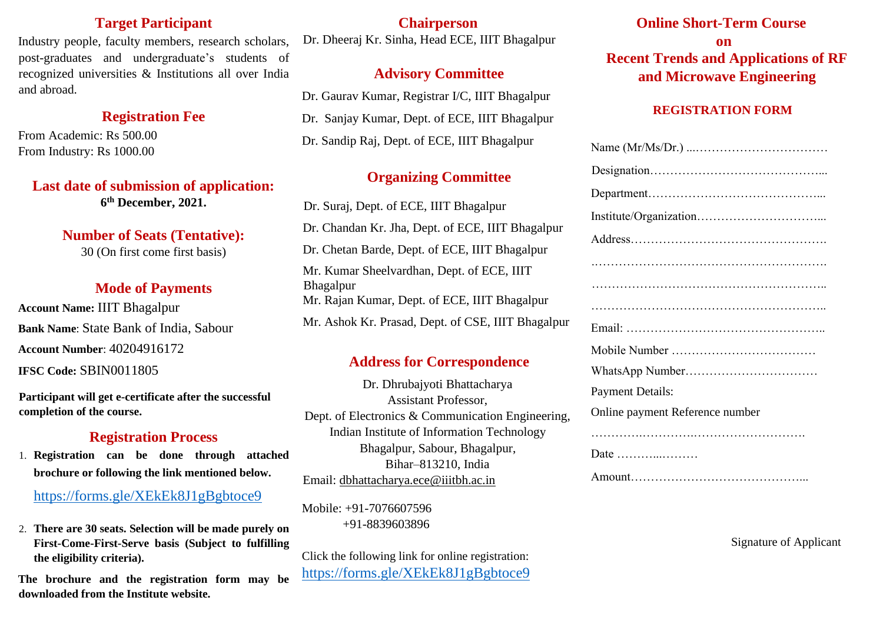## Target Participant

Industry people, faculty members, research scholars, post-graduates and undergraduate's students of recognized universities & Institutions all over India and abroad.

## Registration Fee

From Academic: Rs 500.00
From Industry: Rs 1000.00

## Last date of submission of application:

**6th December, 2021.**

## Number of Seats (Tentative):

30 (On first come first basis)

## Mode of Payments

**Account Name:** IIIT Bhagalpur

**Bank Name**: State Bank of India, Sabour

**Account Number**: 40204916172

**IFSC Code:** SBIN0011805

**Participant will get e-certificate after the successful completion of the course.**

## Registration Process

1. **Registration can be done through attached brochure or following the link mentioned below.**

   https://forms.gle/XEkEk8J1gBgbtoce9

2. **There are 30 seats. Selection will be made purely on First-Come-First-Serve basis (Subject to fulfilling the eligibility criteria).**

**The brochure and the registration form may be downloaded from the Institute website.**

## Chairperson

Dr. Dheeraj Kr. Sinha, Head ECE, IIIT Bhagalpur

## Advisory Committee

Dr. Gaurav Kumar, Registrar I/C, IIIT Bhagalpur

Dr. Sanjay Kumar, Dept. of ECE, IIIT Bhagalpur

Dr. Sandip Raj, Dept. of ECE, IIIT Bhagalpur

## Organizing Committee

Dr. Suraj, Dept. of ECE, IIIT Bhagalpur

Dr. Chandan Kr. Jha, Dept. of ECE, IIIT Bhagalpur

Dr. Chetan Barde, Dept. of ECE, IIIT Bhagalpur

Mr. Kumar Sheelvardhan, Dept. of ECE, IIIT Bhagalpur

Mr. Rajan Kumar, Dept. of ECE, IIIT Bhagalpur

Mr. Ashok Kr. Prasad, Dept. of CSE, IIIT Bhagalpur

## Address for Correspondence

Dr. Dhrubajyoti Bhattacharya
Assistant Professor,
Dept. of Electronics & Communication Engineering,
Indian Institute of Information Technology
Bhagalpur, Sabour, Bhagalpur,
Bihar–813210, India

Email: dbhattacharya.ece@iiitbh.ac.in

Mobile: +91-7076607596
+91-8839603896

Click the following link for online registration:
https://forms.gle/XEkEk8J1gBgbtoce9

# Online Short-Term Course on Recent Trends and Applications of RF and Microwave Engineering

### REGISTRATION FORM

Name (Mr/Ms/Dr.) ....……………………………

Designation…………………………………...

Department…………………………………...

Institute/Organization…………………………...

Address………………………………………….

…………………………………………………….

……………………………………………………..

……………………………………………………..

Email: …………………………………………..

Mobile Number ………………………………

WhatsApp Number……………………………

Payment Details:

Online payment Reference number

……….………….……………………….

Date ………..………

Amount……………………………………...

Signature of Applicant